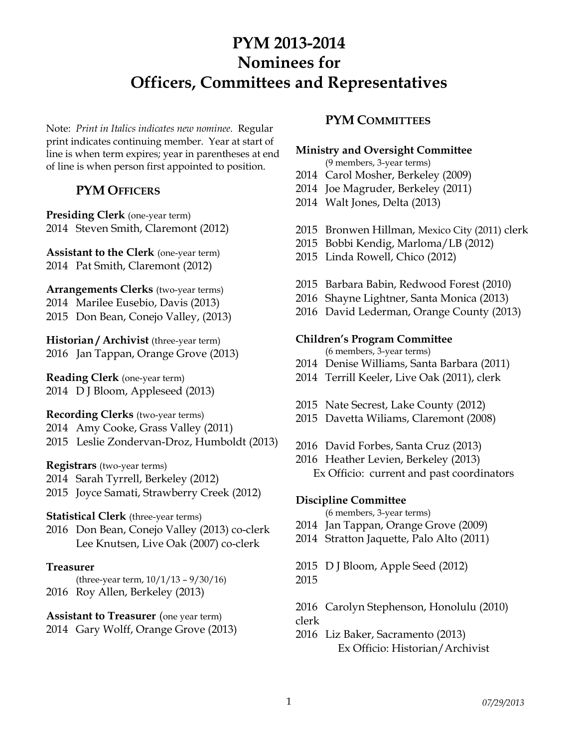# PYM 2013-2014
# Nominees for
# Officers, Committees and Representatives

Note: *Print in Italics indicates new nominee.* Regular print indicates continuing member. Year at start of line is when term expires; year in parentheses at end of line is when person first appointed to position.

## PYM OFFICERS

**Presiding Clerk** (one-year term)
2014 Steven Smith, Claremont (2012)

**Assistant to the Clerk** (one-year term)
2014 Pat Smith, Claremont (2012)

**Arrangements Clerks** (two-year terms)
2014 Marilee Eusebio, Davis (2013)
2015 Don Bean, Conejo Valley, (2013)

**Historian / Archivist** (three-year term)
2016 Jan Tappan, Orange Grove (2013)

**Reading Clerk** (one-year term)
2014 D J Bloom, Appleseed (2013)

**Recording Clerks** (two-year terms)
2014 Amy Cooke, Grass Valley (2011)
2015 Leslie Zondervan-Droz, Humboldt (2013)

**Registrars** (two-year terms)
2014 Sarah Tyrrell, Berkeley (2012)
2015 Joyce Samati, Strawberry Creek (2012)

**Statistical Clerk** (three-year terms)
2016 Don Bean, Conejo Valley (2013) co-clerk
Lee Knutsen, Live Oak (2007) co-clerk

**Treasurer**
(three-year term, 10/1/13 – 9/30/16)
2016 Roy Allen, Berkeley (2013)

**Assistant to Treasurer** (one year term)
2014 Gary Wolff, Orange Grove (2013)

## PYM COMMITTEES

**Ministry and Oversight Committee**
(9 members, 3-year terms)
2014 Carol Mosher, Berkeley (2009)
2014 Joe Magruder, Berkeley (2011)
2014 Walt Jones, Delta (2013)

2015 Bronwen Hillman, Mexico City (2011) clerk
2015 Bobbi Kendig, Marloma/LB (2012)
2015 Linda Rowell, Chico (2012)

2015 Barbara Babin, Redwood Forest (2010)
2016 Shayne Lightner, Santa Monica (2013)
2016 David Lederman, Orange County (2013)

**Children's Program Committee**
(6 members, 3-year terms)
2014 Denise Williams, Santa Barbara (2011)
2014 Terrill Keeler, Live Oak (2011), clerk

2015 Nate Secrest, Lake County (2012)
2015 Davetta Wiliams, Claremont (2008)

2016 David Forbes, Santa Cruz (2013)
2016 Heather Levien, Berkeley (2013)
Ex Officio: current and past coordinators

**Discipline Committee**
(6 members, 3-year terms)
2014 Jan Tappan, Orange Grove (2009)
2014 Stratton Jaquette, Palo Alto (2011)

2015 D J Bloom, Apple Seed (2012)
2015

2016 Carolyn Stephenson, Honolulu (2010) clerk
2016 Liz Baker, Sacramento (2013)
Ex Officio: Historian/Archivist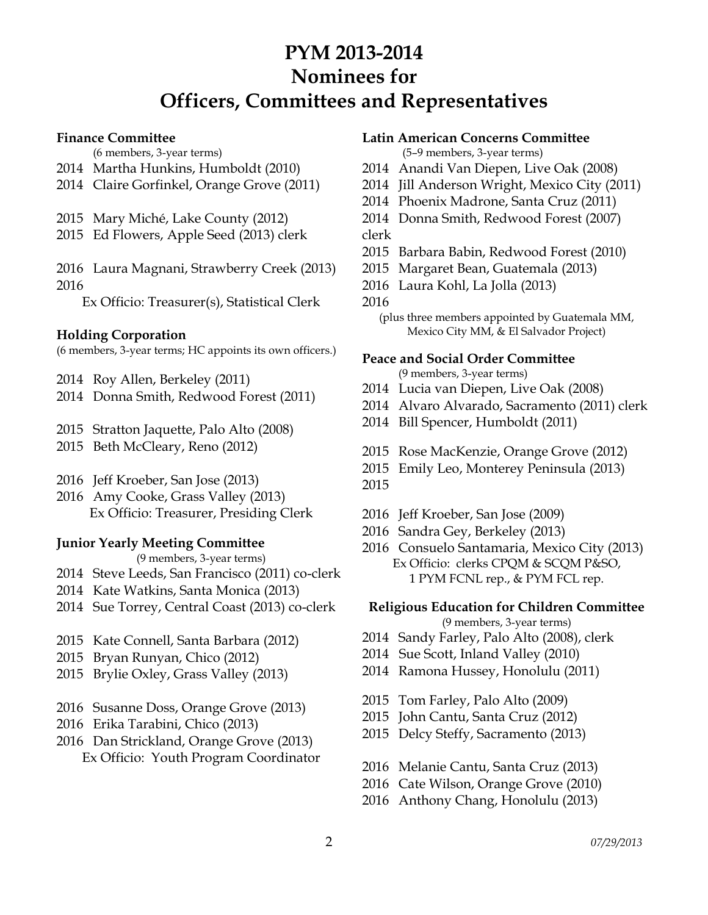# PYM 2013-2014
# Nominees for
# Officers, Committees and Representatives

**Finance Committee**
(6 members, 3-year terms)

2014 Martha Hunkins, Humboldt (2010)
2014 Claire Gorfinkel, Orange Grove (2011)

2015 Mary Miché, Lake County (2012)
2015 Ed Flowers, Apple Seed (2013) clerk

2016 Laura Magnani, Strawberry Creek (2013)
2016

Ex Officio: Treasurer(s), Statistical Clerk

**Holding Corporation**
(6 members, 3-year terms; HC appoints its own officers.)

2014 Roy Allen, Berkeley (2011)
2014 Donna Smith, Redwood Forest (2011)

2015 Stratton Jaquette, Palo Alto (2008)
2015 Beth McCleary, Reno (2012)

2016 Jeff Kroeber, San Jose (2013)
2016 Amy Cooke, Grass Valley (2013)

Ex Officio: Treasurer, Presiding Clerk

**Junior Yearly Meeting Committee**
(9 members, 3-year terms)

2014 Steve Leeds, San Francisco (2011) co-clerk
2014 Kate Watkins, Santa Monica (2013)
2014 Sue Torrey, Central Coast (2013) co-clerk

2015 Kate Connell, Santa Barbara (2012)
2015 Bryan Runyan, Chico (2012)
2015 Brylie Oxley, Grass Valley (2013)

2016 Susanne Doss, Orange Grove (2013)
2016 Erika Tarabini, Chico (2013)
2016 Dan Strickland, Orange Grove (2013)

Ex Officio: Youth Program Coordinator

**Latin American Concerns Committee**
(5–9 members, 3-year terms)

2014 Anandi Van Diepen, Live Oak (2008)
2014 Jill Anderson Wright, Mexico City (2011)
2014 Phoenix Madrone, Santa Cruz (2011)
2014 Donna Smith, Redwood Forest (2007) clerk
2015 Barbara Babin, Redwood Forest (2010)
2015 Margaret Bean, Guatemala (2013)
2016 Laura Kohl, La Jolla (2013)
2016

(plus three members appointed by Guatemala MM, Mexico City MM, & El Salvador Project)

**Peace and Social Order Committee**
(9 members, 3-year terms)

2014 Lucia van Diepen, Live Oak (2008)
2014 Alvaro Alvarado, Sacramento (2011) clerk
2014 Bill Spencer, Humboldt (2011)

2015 Rose MacKenzie, Orange Grove (2012)
2015 Emily Leo, Monterey Peninsula (2013)
2015

2016 Jeff Kroeber, San Jose (2009)
2016 Sandra Gey, Berkeley (2013)
2016 Consuelo Santamaria, Mexico City (2013)

Ex Officio: clerks CPQM & SCQM P&SO, 1 PYM FCNL rep., & PYM FCL rep.

**Religious Education for Children Committee**
(9 members, 3-year terms)

2014 Sandy Farley, Palo Alto (2008), clerk
2014 Sue Scott, Inland Valley (2010)
2014 Ramona Hussey, Honolulu (2011)

2015 Tom Farley, Palo Alto (2009)
2015 John Cantu, Santa Cruz (2012)
2015 Delcy Steffy, Sacramento (2013)

2016 Melanie Cantu, Santa Cruz (2013)
2016 Cate Wilson, Orange Grove (2010)
2016 Anthony Chang, Honolulu (2013)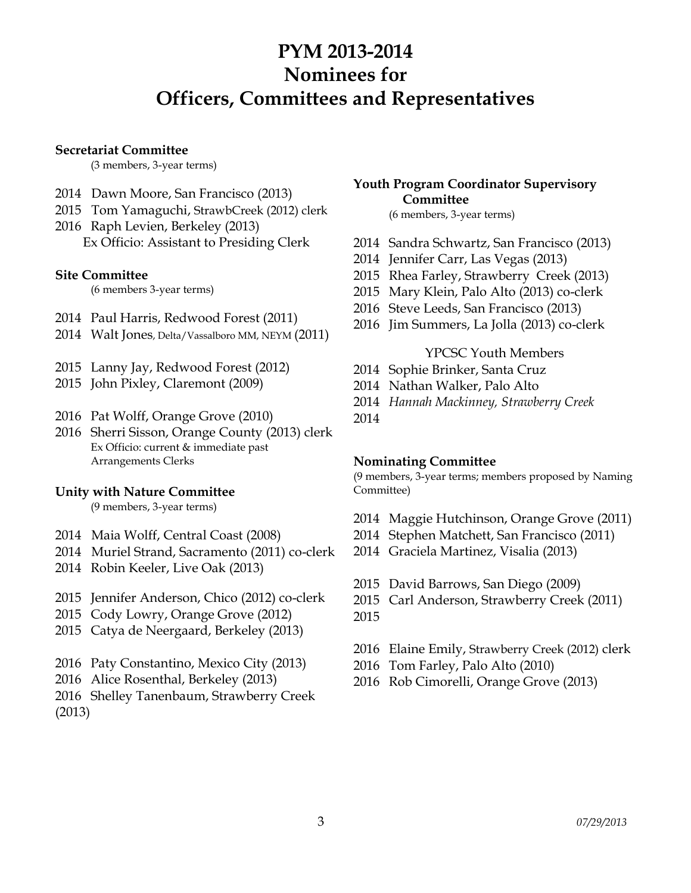# PYM 2013-2014
# Nominees for
# Officers, Committees and Representatives

**Secretariat Committee**
(3 members, 3-year terms)

2014 Dawn Moore, San Francisco (2013)
2015 Tom Yamaguchi, StrawbCreek (2012) clerk
2016 Raph Levien, Berkeley (2013)
Ex Officio: Assistant to Presiding Clerk

**Site Committee**
(6 members 3-year terms)

2014 Paul Harris, Redwood Forest (2011)
2014 Walt Jones, Delta/Vassalboro MM, NEYM (2011)

2015 Lanny Jay, Redwood Forest (2012)
2015 John Pixley, Claremont (2009)

2016 Pat Wolff, Orange Grove (2010)
2016 Sherri Sisson, Orange County (2013) clerk
Ex Officio: current & immediate past Arrangements Clerks

**Unity with Nature Committee**
(9 members, 3-year terms)

2014 Maia Wolff, Central Coast (2008)
2014 Muriel Strand, Sacramento (2011) co-clerk
2014 Robin Keeler, Live Oak (2013)

2015 Jennifer Anderson, Chico (2012) co-clerk
2015 Cody Lowry, Orange Grove (2012)
2015 Catya de Neergaard, Berkeley (2013)

2016 Paty Constantino, Mexico City (2013)
2016 Alice Rosenthal, Berkeley (2013)
2016 Shelley Tanenbaum, Strawberry Creek (2013)

**Youth Program Coordinator Supervisory Committee**
(6 members, 3-year terms)

2014 Sandra Schwartz, San Francisco (2013)
2014 Jennifer Carr, Las Vegas (2013)
2015 Rhea Farley, Strawberry Creek (2013)
2015 Mary Klein, Palo Alto (2013) co-clerk
2016 Steve Leeds, San Francisco (2013)
2016 Jim Summers, La Jolla (2013) co-clerk

YPCSC Youth Members

2014 Sophie Brinker, Santa Cruz
2014 Nathan Walker, Palo Alto
2014 *Hannah Mackinney, Strawberry Creek*
2014

**Nominating Committee**
(9 members, 3-year terms; members proposed by Naming Committee)

2014 Maggie Hutchinson, Orange Grove (2011)
2014 Stephen Matchett, San Francisco (2011)
2014 Graciela Martinez, Visalia (2013)

2015 David Barrows, San Diego (2009)
2015 Carl Anderson, Strawberry Creek (2011)
2015

2016 Elaine Emily, Strawberry Creek (2012) clerk
2016 Tom Farley, Palo Alto (2010)
2016 Rob Cimorelli, Orange Grove (2013)

*07/29/2013*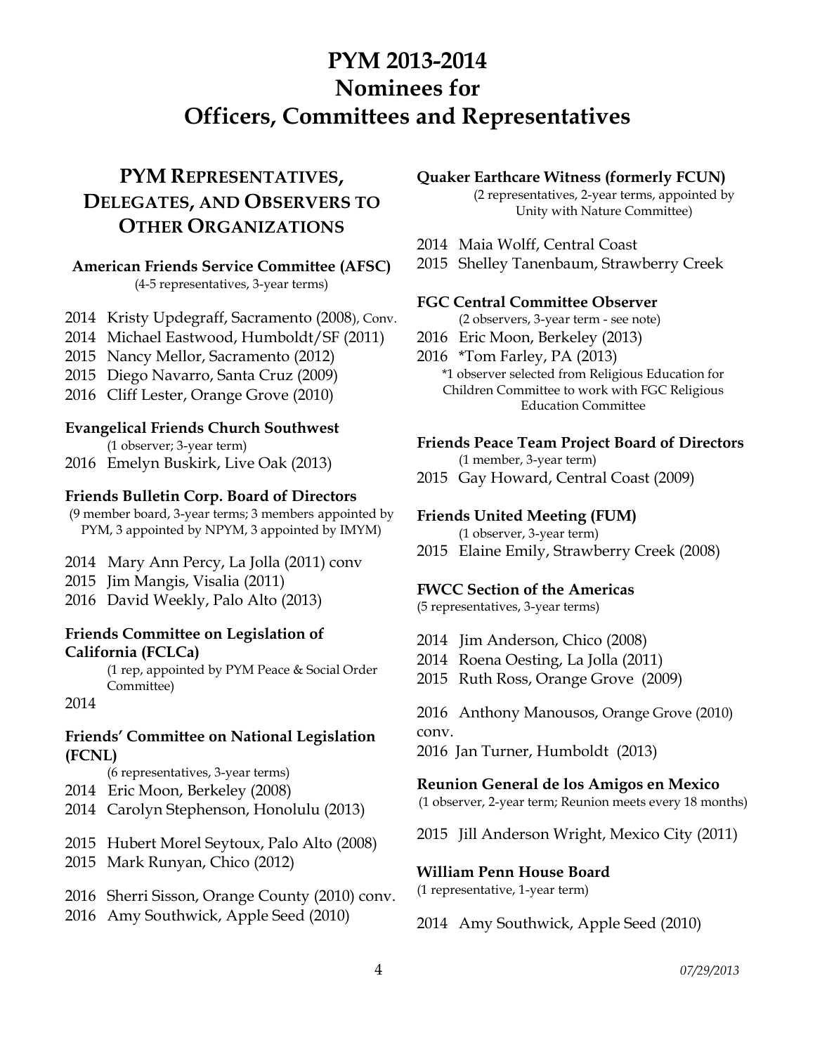# PYM 2013-2014
# Nominees for
# Officers, Committees and Representatives

## PYM Representatives, Delegates, and Observers to Other Organizations

**American Friends Service Committee (AFSC)**
(4-5 representatives, 3-year terms)

2014 Kristy Updegraff, Sacramento (2008), Conv.
2014 Michael Eastwood, Humboldt/SF (2011)
2015 Nancy Mellor, Sacramento (2012)
2015 Diego Navarro, Santa Cruz (2009)
2016 Cliff Lester, Orange Grove (2010)

**Evangelical Friends Church Southwest**
(1 observer; 3-year term)
2016 Emelyn Buskirk, Live Oak (2013)

**Friends Bulletin Corp. Board of Directors**
(9 member board, 3-year terms; 3 members appointed by PYM, 3 appointed by NPYM, 3 appointed by IMYM)

2014 Mary Ann Percy, La Jolla (2011) conv
2015 Jim Mangis, Visalia (2011)
2016 David Weekly, Palo Alto (2013)

**Friends Committee on Legislation of California (FCLCa)**
(1 rep, appointed by PYM Peace & Social Order Committee)
2014

**Friends' Committee on National Legislation (FCNL)**
(6 representatives, 3-year terms)
2014 Eric Moon, Berkeley (2008)
2014 Carolyn Stephenson, Honolulu (2013)

2015 Hubert Morel Seytoux, Palo Alto (2008)
2015 Mark Runyan, Chico (2012)

2016 Sherri Sisson, Orange County (2010) conv.
2016 Amy Southwick, Apple Seed (2010)

**Quaker Earthcare Witness (formerly FCUN)**
(2 representatives, 2-year terms, appointed by Unity with Nature Committee)

2014 Maia Wolff, Central Coast
2015 Shelley Tanenbaum, Strawberry Creek

**FGC Central Committee Observer**
(2 observers, 3-year term - see note)
2016 Eric Moon, Berkeley (2013)
2016 *Tom Farley, PA (2013)
*1 observer selected from Religious Education for Children Committee to work with FGC Religious Education Committee

**Friends Peace Team Project Board of Directors**
(1 member, 3-year term)
2015 Gay Howard, Central Coast (2009)

**Friends United Meeting (FUM)**
(1 observer, 3-year term)
2015 Elaine Emily, Strawberry Creek (2008)

**FWCC Section of the Americas**
(5 representatives, 3-year terms)

2014 Jim Anderson, Chico (2008)
2014 Roena Oesting, La Jolla (2011)
2015 Ruth Ross, Orange Grove (2009)

2016 Anthony Manousos, Orange Grove (2010) conv.
2016 Jan Turner, Humboldt (2013)

**Reunion General de los Amigos en Mexico**
(1 observer, 2-year term; Reunion meets every 18 months)

2015 Jill Anderson Wright, Mexico City (2011)

**William Penn House Board**
(1 representative, 1-year term)

2014 Amy Southwick, Apple Seed (2010)

*07/29/2013*